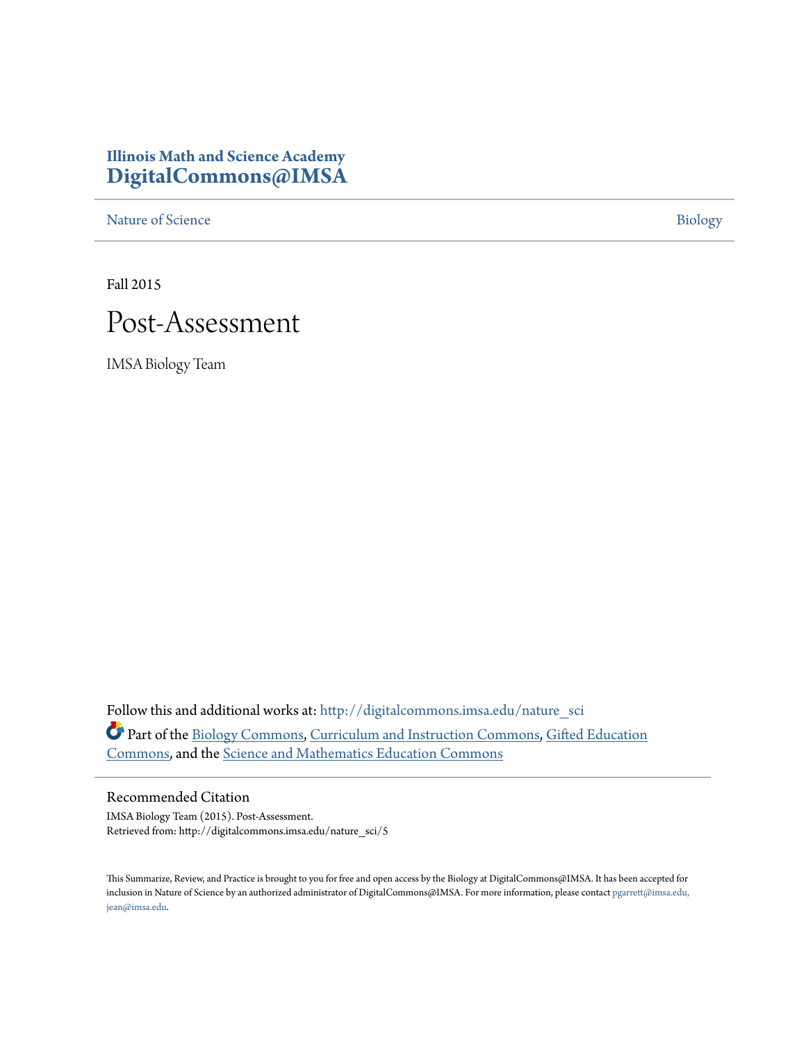**Illinois Math and Science Academy**
## DigitalCommons@IMSA

Nature of Science | Biology

Fall 2015

# Post-Assessment

IMSA Biology Team

Follow this and additional works at: http://digitalcommons.imsa.edu/nature_sci

Part of the Biology Commons, Curriculum and Instruction Commons, Gifted Education Commons, and the Science and Mathematics Education Commons

### Recommended Citation

IMSA Biology Team (2015). Post-Assessment.
Retrieved from: http://digitalcommons.imsa.edu/nature_sci/5

This Summarize, Review, and Practice is brought to you for free and open access by the Biology at DigitalCommons@IMSA. It has been accepted for inclusion in Nature of Science by an authorized administrator of DigitalCommons@IMSA. For more information, please contact pgarrett@imsa.edu, jean@imsa.edu.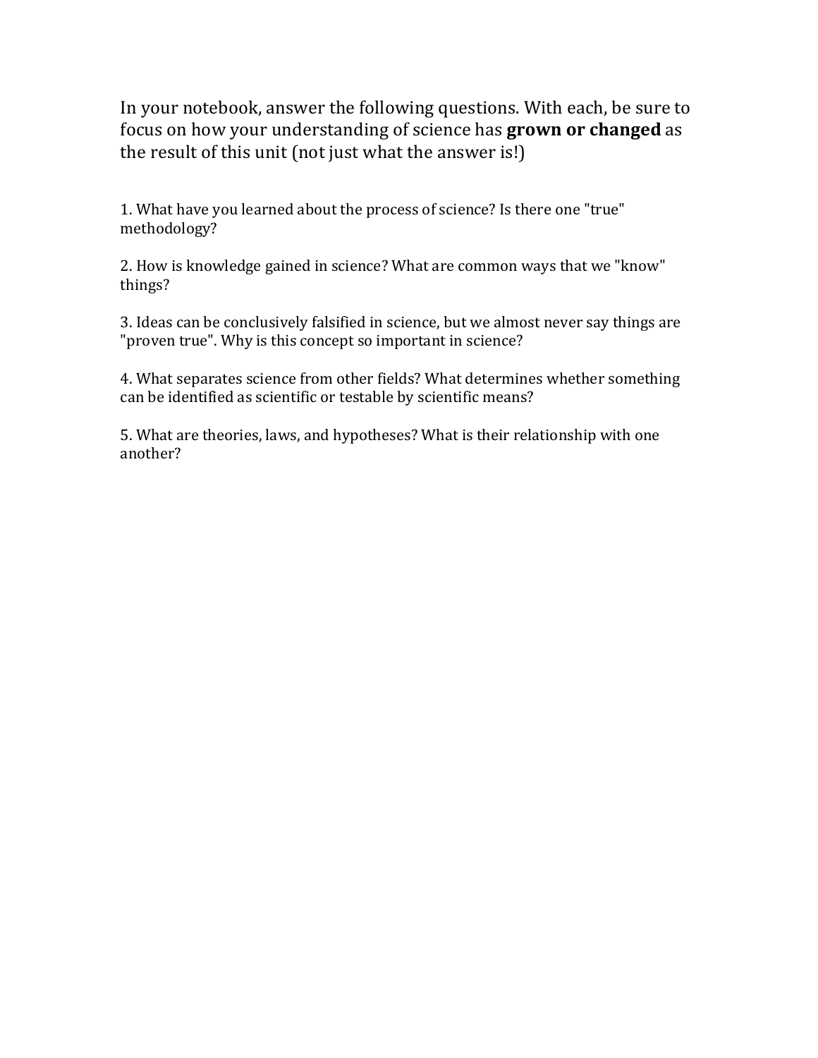In your notebook, answer the following questions. With each, be sure to focus on how your understanding of science has **grown or changed** as the result of this unit (not just what the answer is!)

1. What have you learned about the process of science? Is there one "true" methodology?

2. How is knowledge gained in science? What are common ways that we "know" things?

3. Ideas can be conclusively falsified in science, but we almost never say things are "proven true". Why is this concept so important in science?

4. What separates science from other fields? What determines whether something can be identified as scientific or testable by scientific means?

5. What are theories, laws, and hypotheses? What is their relationship with one another?